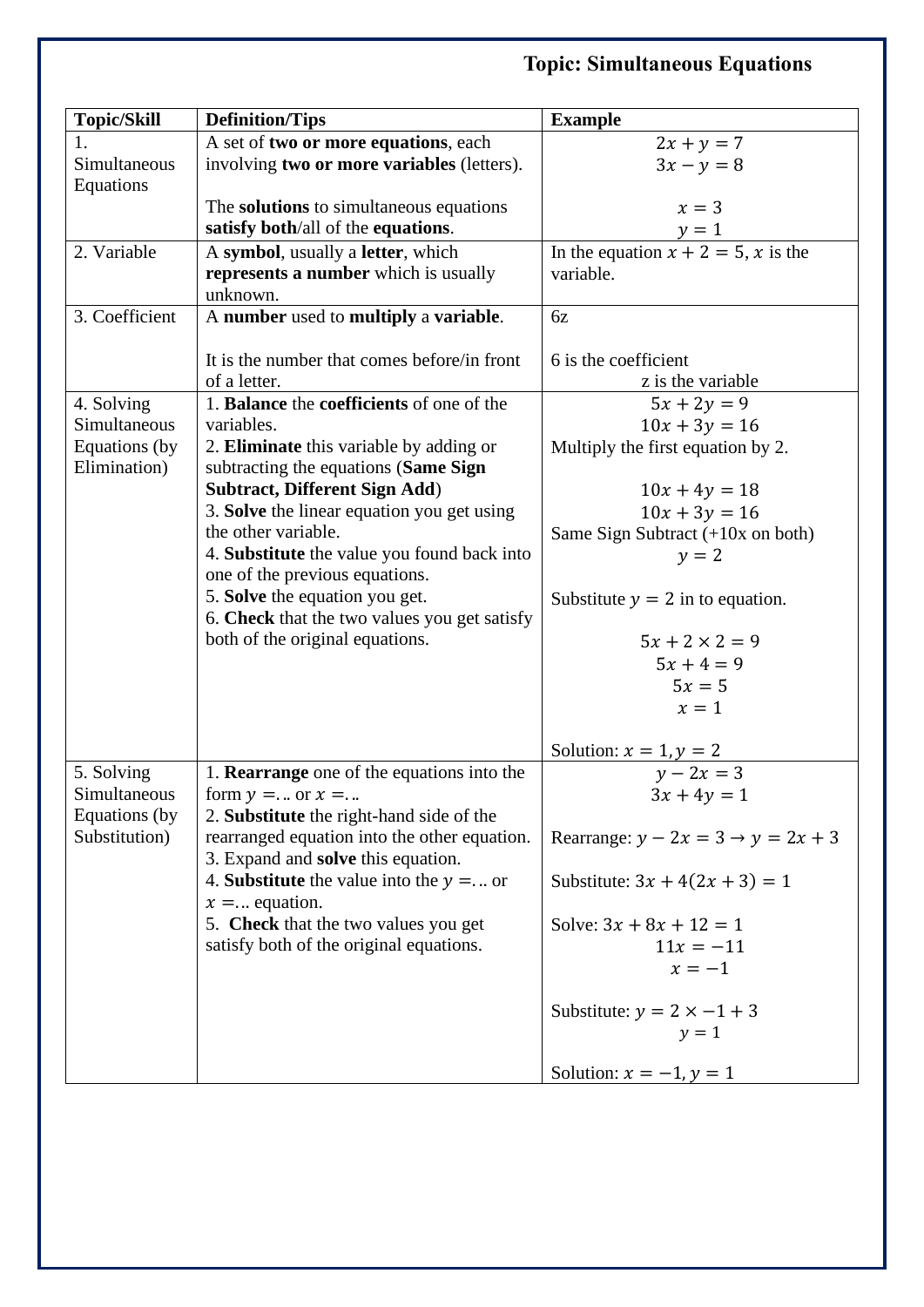# Topic: Simultaneous Equations

| Topic/Skill | Definition/Tips | Example |
|---|---|---|
| 1. Simultaneous Equations | A set of **two or more equations**, each involving **two or more variables** (letters).<br><br>The **solutions** to simultaneous equations **satisfy both**/all of the **equations**. | $2x + y = 7$<br>$3x - y = 8$<br><br>$x = 3$<br>$y = 1$ |
| 2. Variable | A **symbol**, usually a **letter**, which **represents a number** which is usually unknown. | In the equation $x + 2 = 5$, $x$ is the variable. |
| 3. Coefficient | A **number** used to **multiply** a **variable**.<br><br>It is the number that comes before/in front of a letter. | 6z<br><br>6 is the coefficient<br>z is the variable |
| 4. Solving Simultaneous Equations (by Elimination) | 1. **Balance** the **coefficients** of one of the variables.<br>2. **Eliminate** this variable by adding or subtracting the equations (**Same Sign Subtract, Different Sign Add**)<br>3. **Solve** the linear equation you get using the other variable.<br>4. **Substitute** the value you found back into one of the previous equations.<br>5. **Solve** the equation you get.<br>6. **Check** that the two values you get satisfy both of the original equations. | $5x + 2y = 9$<br>$10x + 3y = 16$<br>Multiply the first equation by 2.<br><br>$10x + 4y = 18$<br>$10x + 3y = 16$<br>Same Sign Subtract (+10x on both)<br>$y = 2$<br><br>Substitute $y = 2$ in to equation.<br><br>$5x + 2 \times 2 = 9$<br>$5x + 4 = 9$<br>$5x = 5$<br>$x = 1$<br><br>Solution: $x = 1, y = 2$ |
| 5. Solving Simultaneous Equations (by Substitution) | 1. **Rearrange** one of the equations into the form $y = \ldots$ or $x = \ldots$<br>2. **Substitute** the right-hand side of the rearranged equation into the other equation.<br>3. Expand and **solve** this equation.<br>4. **Substitute** the value into the $y = \ldots$ or $x = \ldots$ equation.<br>5. **Check** that the two values you get satisfy both of the original equations. | $y - 2x = 3$<br>$3x + 4y = 1$<br><br>Rearrange: $y - 2x = 3 \rightarrow y = 2x + 3$<br><br>Substitute: $3x + 4(2x + 3) = 1$<br><br>Solve: $3x + 8x + 12 = 1$<br>$11x = -11$<br>$x = -1$<br><br>Substitute: $y = 2 \times -1 + 3$<br>$y = 1$<br><br>Solution: $x = -1, y = 1$ |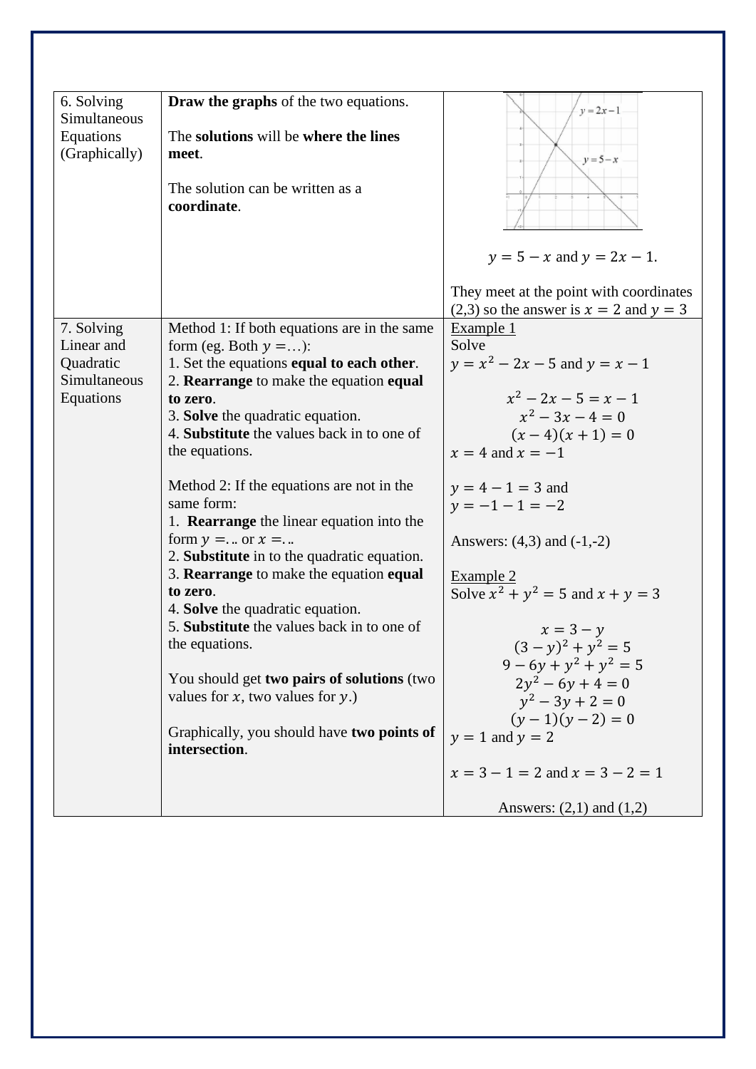| | | |
|---|---|---|
| 6. Solving Simultaneous Equations (Graphically) | **Draw the graphs** of the two equations.<br><br>The **solutions** will be **where the lines meet**.<br><br>The solution can be written as a **coordinate**. | $y = 2x - 1$<br>$y = 5 - x$<br><br>$y = 5 - x$ and $y = 2x - 1$.<br><br>They meet at the point with coordinates (2,3) so the answer is $x = 2$ and $y = 3$ |
| 7. Solving Linear and Quadratic Simultaneous Equations | Method 1: If both equations are in the same form (eg. Both $y = \ldots$):<br>1. Set the equations **equal to each other**.<br>2. **Rearrange** to make the equation **equal to zero**.<br>3. **Solve** the quadratic equation.<br>4. **Substitute** the values back in to one of the equations.<br><br>Method 2: If the equations are not in the same form:<br>1. **Rearrange** the linear equation into the form $y = \ldots$ or $x = \ldots$<br>2. **Substitute** in to the quadratic equation.<br>3. **Rearrange** to make the equation **equal to zero**.<br>4. **Solve** the quadratic equation.<br>5. **Substitute** the values back in to one of the equations.<br><br>You should get **two pairs of solutions** (two values for $x$, two values for $y$.)<br><br>Graphically, you should have **two points of intersection**. | Example 1<br>Solve<br>$y = x^2 - 2x - 5$ and $y = x - 1$<br><br>$x^2 - 2x - 5 = x - 1$<br>$x^2 - 3x - 4 = 0$<br>$(x - 4)(x + 1) = 0$<br>$x = 4$ and $x = -1$<br><br>$y = 4 - 1 = 3$ and<br>$y = -1 - 1 = -2$<br><br>Answers: (4,3) and (-1,-2)<br><br>Example 2<br>Solve $x^2 + y^2 = 5$ and $x + y = 3$<br><br>$x = 3 - y$<br>$(3 - y)^2 + y^2 = 5$<br>$9 - 6y + y^2 + y^2 = 5$<br>$2y^2 - 6y + 4 = 0$<br>$y^2 - 3y + 2 = 0$<br>$(y - 1)(y - 2) = 0$<br>$y = 1$ and $y = 2$<br><br>$x = 3 - 1 = 2$ and $x = 3 - 2 = 1$<br><br>Answers: (2,1) and (1,2) |